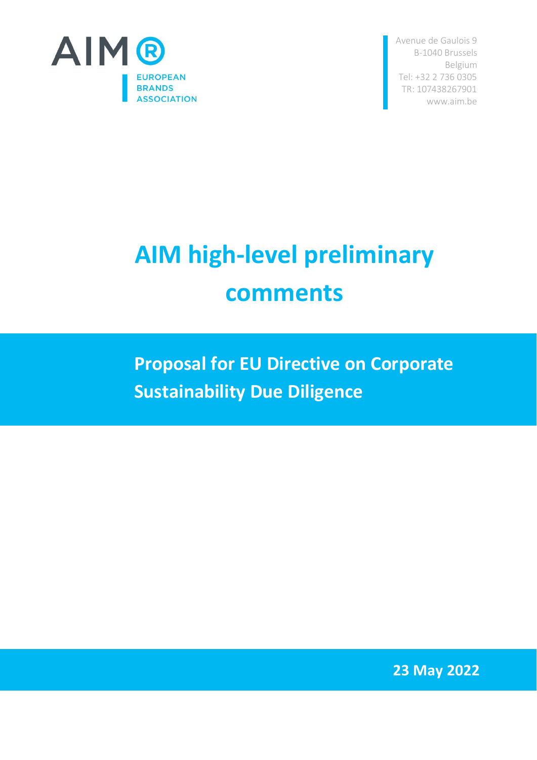AIM®
EUROPEAN
BRANDS
ASSOCIATION

Avenue de Gaulois 9
B-1040 Brussels
Belgium
Tel: +32 2 736 0305
TR: 107438267901
www.aim.be

# AIM high-level preliminary comments

## Proposal for EU Directive on Corporate Sustainability Due Diligence

**23 May 2022**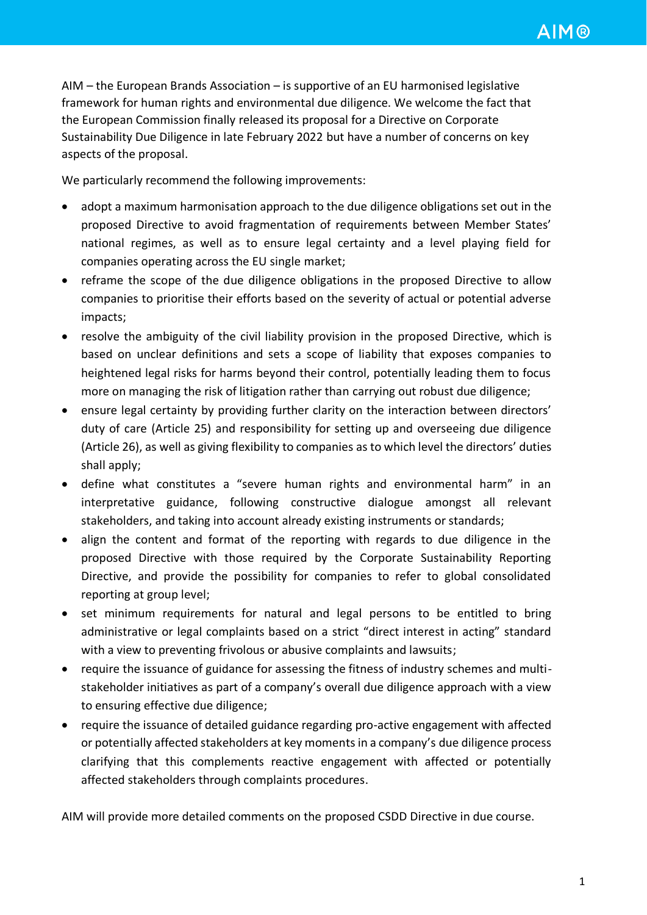AIM – the European Brands Association – is supportive of an EU harmonised legislative framework for human rights and environmental due diligence. We welcome the fact that the European Commission finally released its proposal for a Directive on Corporate Sustainability Due Diligence in late February 2022 but have a number of concerns on key aspects of the proposal.

We particularly recommend the following improvements:

- adopt a maximum harmonisation approach to the due diligence obligations set out in the proposed Directive to avoid fragmentation of requirements between Member States' national regimes, as well as to ensure legal certainty and a level playing field for companies operating across the EU single market;
- reframe the scope of the due diligence obligations in the proposed Directive to allow companies to prioritise their efforts based on the severity of actual or potential adverse impacts;
- resolve the ambiguity of the civil liability provision in the proposed Directive, which is based on unclear definitions and sets a scope of liability that exposes companies to heightened legal risks for harms beyond their control, potentially leading them to focus more on managing the risk of litigation rather than carrying out robust due diligence;
- ensure legal certainty by providing further clarity on the interaction between directors' duty of care (Article 25) and responsibility for setting up and overseeing due diligence (Article 26), as well as giving flexibility to companies as to which level the directors' duties shall apply;
- define what constitutes a "severe human rights and environmental harm" in an interpretative guidance, following constructive dialogue amongst all relevant stakeholders, and taking into account already existing instruments or standards;
- align the content and format of the reporting with regards to due diligence in the proposed Directive with those required by the Corporate Sustainability Reporting Directive, and provide the possibility for companies to refer to global consolidated reporting at group level;
- set minimum requirements for natural and legal persons to be entitled to bring administrative or legal complaints based on a strict "direct interest in acting" standard with a view to preventing frivolous or abusive complaints and lawsuits;
- require the issuance of guidance for assessing the fitness of industry schemes and multi-stakeholder initiatives as part of a company's overall due diligence approach with a view to ensuring effective due diligence;
- require the issuance of detailed guidance regarding pro-active engagement with affected or potentially affected stakeholders at key moments in a company's due diligence process clarifying that this complements reactive engagement with affected or potentially affected stakeholders through complaints procedures.

AIM will provide more detailed comments on the proposed CSDD Directive in due course.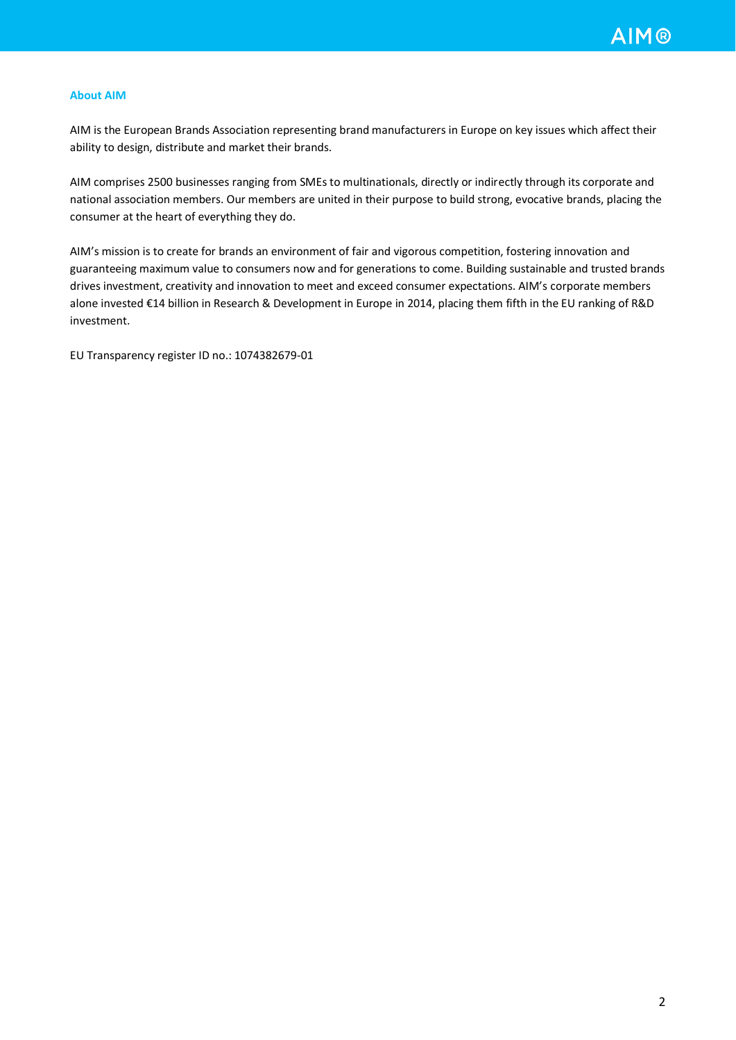## About AIM

AIM is the European Brands Association representing brand manufacturers in Europe on key issues which affect their ability to design, distribute and market their brands.

AIM comprises 2500 businesses ranging from SMEs to multinationals, directly or indirectly through its corporate and national association members. Our members are united in their purpose to build strong, evocative brands, placing the consumer at the heart of everything they do.

AIM's mission is to create for brands an environment of fair and vigorous competition, fostering innovation and guaranteeing maximum value to consumers now and for generations to come. Building sustainable and trusted brands drives investment, creativity and innovation to meet and exceed consumer expectations. AIM's corporate members alone invested €14 billion in Research & Development in Europe in 2014, placing them fifth in the EU ranking of R&D investment.

EU Transparency register ID no.: 1074382679-01